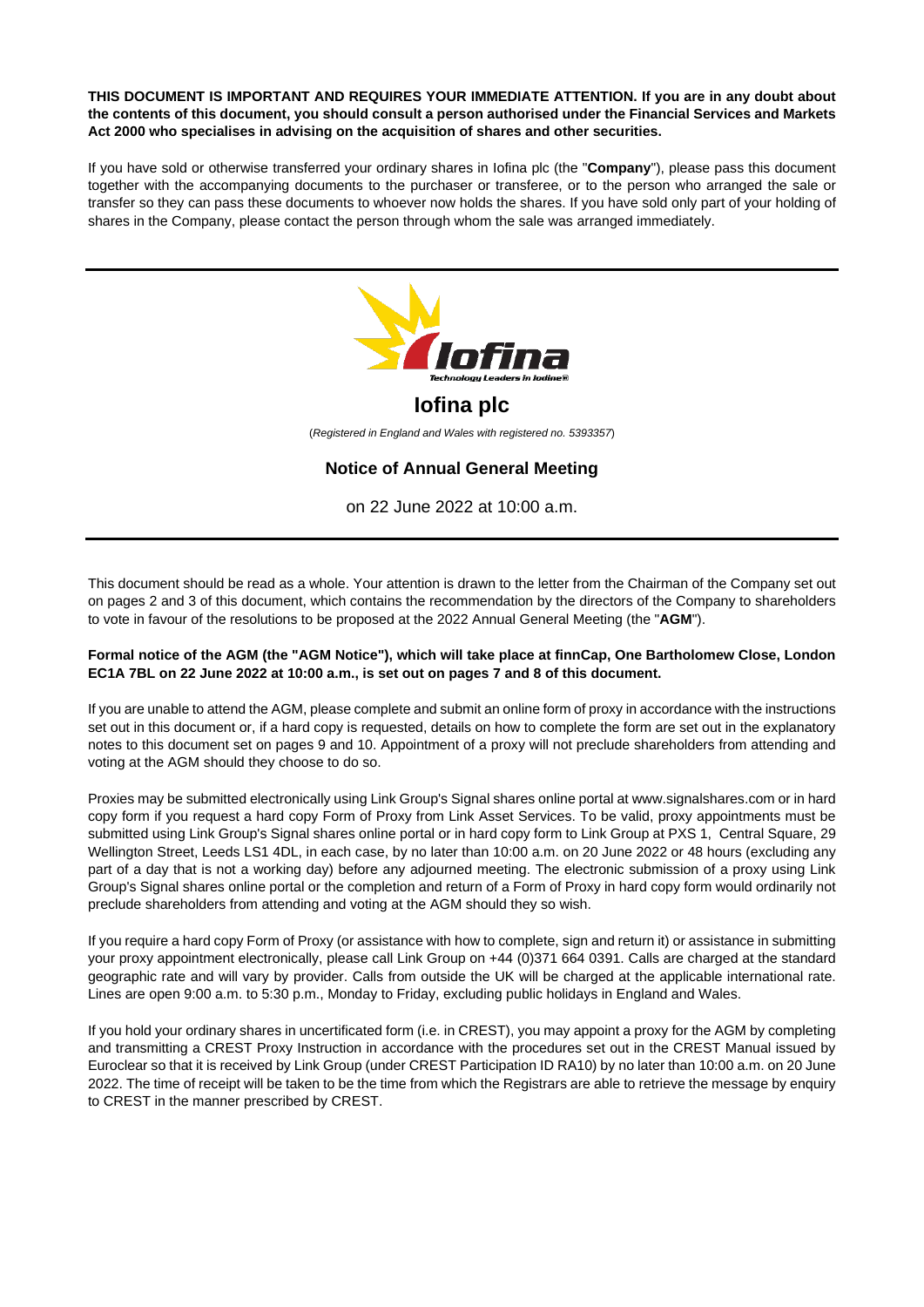**THIS DOCUMENT IS IMPORTANT AND REQUIRES YOUR IMMEDIATE ATTENTION. If you are in any doubt about the contents of this document, you should consult a person authorised under the Financial Services and Markets Act 2000 who specialises in advising on the acquisition of shares and other securities.**

If you have sold or otherwise transferred your ordinary shares in Iofina plc (the "**Company**"), please pass this document together with the accompanying documents to the purchaser or transferee, or to the person who arranged the sale or transfer so they can pass these documents to whoever now holds the shares. If you have sold only part of your holding of shares in the Company, please contact the person through whom the sale was arranged immediately.

---

Iofina

*Technology Leaders in Iodine®*

# Iofina plc

(*Registered in England and Wales with registered no. 5393357*)

## Notice of Annual General Meeting

on 22 June 2022 at 10:00 a.m.

---

This document should be read as a whole. Your attention is drawn to the letter from the Chairman of the Company set out on pages 2 and 3 of this document, which contains the recommendation by the directors of the Company to shareholders to vote in favour of the resolutions to be proposed at the 2022 Annual General Meeting (the "**AGM**").

**Formal notice of the AGM (the "AGM Notice"), which will take place at finnCap, One Bartholomew Close, London EC1A 7BL on 22 June 2022 at 10:00 a.m., is set out on pages 7 and 8 of this document.**

If you are unable to attend the AGM, please complete and submit an online form of proxy in accordance with the instructions set out in this document or, if a hard copy is requested, details on how to complete the form are set out in the explanatory notes to this document set on pages 9 and 10. Appointment of a proxy will not preclude shareholders from attending and voting at the AGM should they choose to do so.

Proxies may be submitted electronically using Link Group's Signal shares online portal at www.signalshares.com or in hard copy form if you request a hard copy Form of Proxy from Link Asset Services. To be valid, proxy appointments must be submitted using Link Group's Signal shares online portal or in hard copy form to Link Group at PXS 1, Central Square, 29 Wellington Street, Leeds LS1 4DL, in each case, by no later than 10:00 a.m. on 20 June 2022 or 48 hours (excluding any part of a day that is not a working day) before any adjourned meeting. The electronic submission of a proxy using Link Group's Signal shares online portal or the completion and return of a Form of Proxy in hard copy form would ordinarily not preclude shareholders from attending and voting at the AGM should they so wish.

If you require a hard copy Form of Proxy (or assistance with how to complete, sign and return it) or assistance in submitting your proxy appointment electronically, please call Link Group on +44 (0)371 664 0391. Calls are charged at the standard geographic rate and will vary by provider. Calls from outside the UK will be charged at the applicable international rate. Lines are open 9:00 a.m. to 5:30 p.m., Monday to Friday, excluding public holidays in England and Wales.

If you hold your ordinary shares in uncertificated form (i.e. in CREST), you may appoint a proxy for the AGM by completing and transmitting a CREST Proxy Instruction in accordance with the procedures set out in the CREST Manual issued by Euroclear so that it is received by Link Group (under CREST Participation ID RA10) by no later than 10:00 a.m. on 20 June 2022. The time of receipt will be taken to be the time from which the Registrars are able to retrieve the message by enquiry to CREST in the manner prescribed by CREST.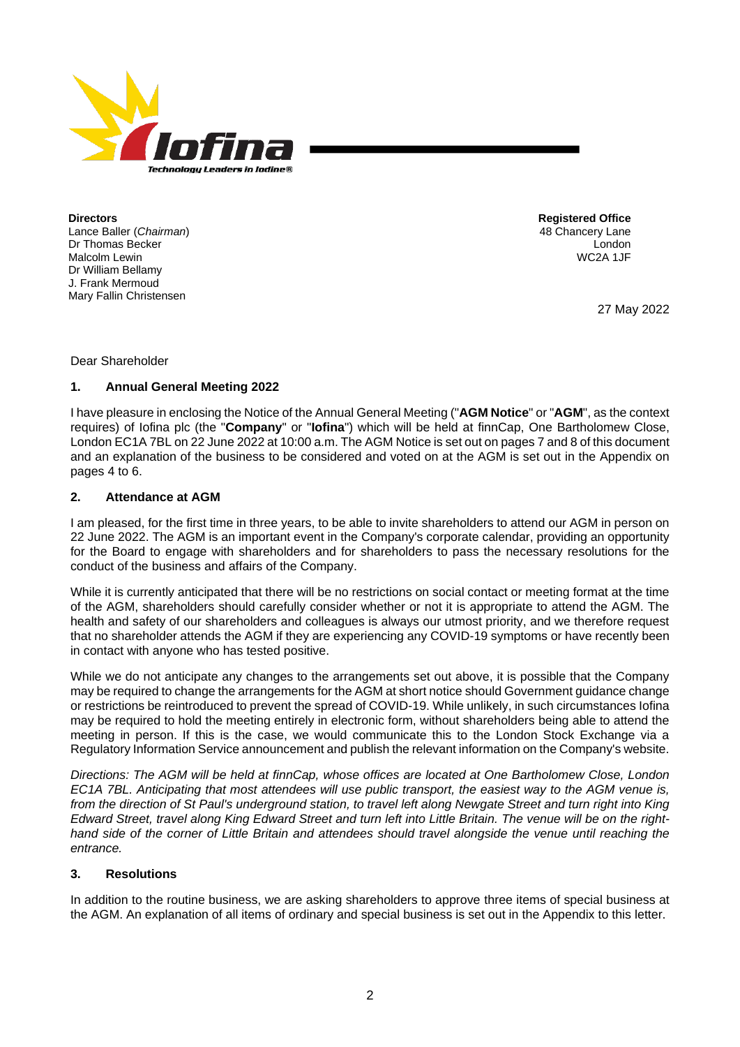**Directors**
Lance Baller (*Chairman*)
Dr Thomas Becker
Malcolm Lewin
Dr William Bellamy
J. Frank Mermoud
Mary Fallin Christensen

**Registered Office**
48 Chancery Lane
London
WC2A 1JF

27 May 2022

Dear Shareholder

## 1. Annual General Meeting 2022

I have pleasure in enclosing the Notice of the Annual General Meeting ("**AGM Notice**" or "**AGM**", as the context requires) of Iofina plc (the "**Company**" or "**Iofina**") which will be held at finnCap, One Bartholomew Close, London EC1A 7BL on 22 June 2022 at 10:00 a.m. The AGM Notice is set out on pages 7 and 8 of this document and an explanation of the business to be considered and voted on at the AGM is set out in the Appendix on pages 4 to 6.

## 2. Attendance at AGM

I am pleased, for the first time in three years, to be able to invite shareholders to attend our AGM in person on 22 June 2022. The AGM is an important event in the Company's corporate calendar, providing an opportunity for the Board to engage with shareholders and for shareholders to pass the necessary resolutions for the conduct of the business and affairs of the Company.

While it is currently anticipated that there will be no restrictions on social contact or meeting format at the time of the AGM, shareholders should carefully consider whether or not it is appropriate to attend the AGM. The health and safety of our shareholders and colleagues is always our utmost priority, and we therefore request that no shareholder attends the AGM if they are experiencing any COVID-19 symptoms or have recently been in contact with anyone who has tested positive.

While we do not anticipate any changes to the arrangements set out above, it is possible that the Company may be required to change the arrangements for the AGM at short notice should Government guidance change or restrictions be reintroduced to prevent the spread of COVID-19. While unlikely, in such circumstances Iofina may be required to hold the meeting entirely in electronic form, without shareholders being able to attend the meeting in person. If this is the case, we would communicate this to the London Stock Exchange via a Regulatory Information Service announcement and publish the relevant information on the Company's website.

*Directions: The AGM will be held at finnCap, whose offices are located at One Bartholomew Close, London EC1A 7BL. Anticipating that most attendees will use public transport, the easiest way to the AGM venue is, from the direction of St Paul's underground station, to travel left along Newgate Street and turn right into King Edward Street, travel along King Edward Street and turn left into Little Britain. The venue will be on the right-hand side of the corner of Little Britain and attendees should travel alongside the venue until reaching the entrance.*

## 3. Resolutions

In addition to the routine business, we are asking shareholders to approve three items of special business at the AGM. An explanation of all items of ordinary and special business is set out in the Appendix to this letter.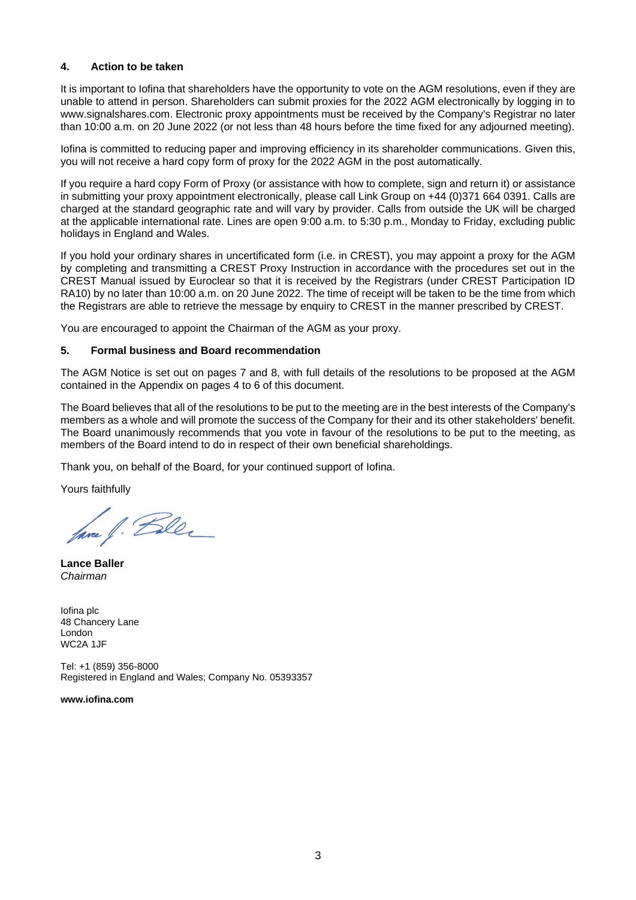## 4. Action to be taken

It is important to Iofina that shareholders have the opportunity to vote on the AGM resolutions, even if they are unable to attend in person. Shareholders can submit proxies for the 2022 AGM electronically by logging in to www.signalshares.com. Electronic proxy appointments must be received by the Company's Registrar no later than 10:00 a.m. on 20 June 2022 (or not less than 48 hours before the time fixed for any adjourned meeting).

Iofina is committed to reducing paper and improving efficiency in its shareholder communications. Given this, you will not receive a hard copy form of proxy for the 2022 AGM in the post automatically.

If you require a hard copy Form of Proxy (or assistance with how to complete, sign and return it) or assistance in submitting your proxy appointment electronically, please call Link Group on +44 (0)371 664 0391. Calls are charged at the standard geographic rate and will vary by provider. Calls from outside the UK will be charged at the applicable international rate. Lines are open 9:00 a.m. to 5:30 p.m., Monday to Friday, excluding public holidays in England and Wales.

If you hold your ordinary shares in uncertificated form (i.e. in CREST), you may appoint a proxy for the AGM by completing and transmitting a CREST Proxy Instruction in accordance with the procedures set out in the CREST Manual issued by Euroclear so that it is received by the Registrars (under CREST Participation ID RA10) by no later than 10:00 a.m. on 20 June 2022. The time of receipt will be taken to be the time from which the Registrars are able to retrieve the message by enquiry to CREST in the manner prescribed by CREST.

You are encouraged to appoint the Chairman of the AGM as your proxy.

## 5. Formal business and Board recommendation

The AGM Notice is set out on pages 7 and 8, with full details of the resolutions to be proposed at the AGM contained in the Appendix on pages 4 to 6 of this document.

The Board believes that all of the resolutions to be put to the meeting are in the best interests of the Company's members as a whole and will promote the success of the Company for their and its other stakeholders' benefit. The Board unanimously recommends that you vote in favour of the resolutions to be put to the meeting, as members of the Board intend to do in respect of their own beneficial shareholdings.

Thank you, on behalf of the Board, for your continued support of Iofina.

Yours faithfully

**Lance Baller**
*Chairman*

Iofina plc
48 Chancery Lane
London
WC2A 1JF

Tel: +1 (859) 356-8000
Registered in England and Wales; Company No. 05393357

**www.iofina.com**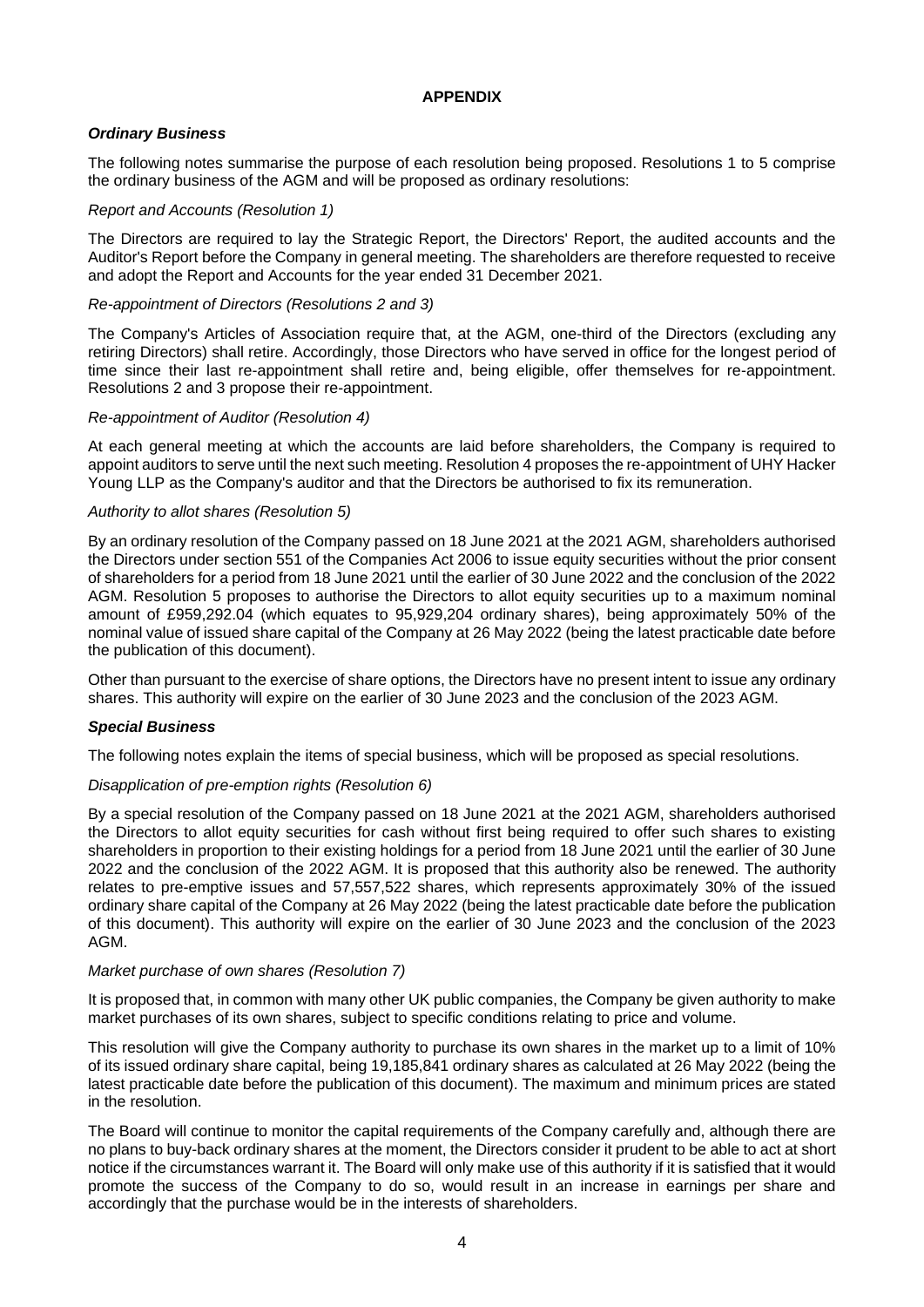## APPENDIX

### *Ordinary Business*

The following notes summarise the purpose of each resolution being proposed. Resolutions 1 to 5 comprise the ordinary business of the AGM and will be proposed as ordinary resolutions:

*Report and Accounts (Resolution 1)*

The Directors are required to lay the Strategic Report, the Directors' Report, the audited accounts and the Auditor's Report before the Company in general meeting. The shareholders are therefore requested to receive and adopt the Report and Accounts for the year ended 31 December 2021.

*Re-appointment of Directors (Resolutions 2 and 3)*

The Company's Articles of Association require that, at the AGM, one-third of the Directors (excluding any retiring Directors) shall retire. Accordingly, those Directors who have served in office for the longest period of time since their last re-appointment shall retire and, being eligible, offer themselves for re-appointment. Resolutions 2 and 3 propose their re-appointment.

*Re-appointment of Auditor (Resolution 4)*

At each general meeting at which the accounts are laid before shareholders, the Company is required to appoint auditors to serve until the next such meeting. Resolution 4 proposes the re-appointment of UHY Hacker Young LLP as the Company's auditor and that the Directors be authorised to fix its remuneration.

*Authority to allot shares (Resolution 5)*

By an ordinary resolution of the Company passed on 18 June 2021 at the 2021 AGM, shareholders authorised the Directors under section 551 of the Companies Act 2006 to issue equity securities without the prior consent of shareholders for a period from 18 June 2021 until the earlier of 30 June 2022 and the conclusion of the 2022 AGM. Resolution 5 proposes to authorise the Directors to allot equity securities up to a maximum nominal amount of £959,292.04 (which equates to 95,929,204 ordinary shares), being approximately 50% of the nominal value of issued share capital of the Company at 26 May 2022 (being the latest practicable date before the publication of this document).

Other than pursuant to the exercise of share options, the Directors have no present intent to issue any ordinary shares. This authority will expire on the earlier of 30 June 2023 and the conclusion of the 2023 AGM.

### *Special Business*

The following notes explain the items of special business, which will be proposed as special resolutions.

*Disapplication of pre-emption rights (Resolution 6)*

By a special resolution of the Company passed on 18 June 2021 at the 2021 AGM, shareholders authorised the Directors to allot equity securities for cash without first being required to offer such shares to existing shareholders in proportion to their existing holdings for a period from 18 June 2021 until the earlier of 30 June 2022 and the conclusion of the 2022 AGM. It is proposed that this authority also be renewed. The authority relates to pre-emptive issues and 57,557,522 shares, which represents approximately 30% of the issued ordinary share capital of the Company at 26 May 2022 (being the latest practicable date before the publication of this document). This authority will expire on the earlier of 30 June 2023 and the conclusion of the 2023 AGM.

*Market purchase of own shares (Resolution 7)*

It is proposed that, in common with many other UK public companies, the Company be given authority to make market purchases of its own shares, subject to specific conditions relating to price and volume.

This resolution will give the Company authority to purchase its own shares in the market up to a limit of 10% of its issued ordinary share capital, being 19,185,841 ordinary shares as calculated at 26 May 2022 (being the latest practicable date before the publication of this document). The maximum and minimum prices are stated in the resolution.

The Board will continue to monitor the capital requirements of the Company carefully and, although there are no plans to buy-back ordinary shares at the moment, the Directors consider it prudent to be able to act at short notice if the circumstances warrant it. The Board will only make use of this authority if it is satisfied that it would promote the success of the Company to do so, would result in an increase in earnings per share and accordingly that the purchase would be in the interests of shareholders.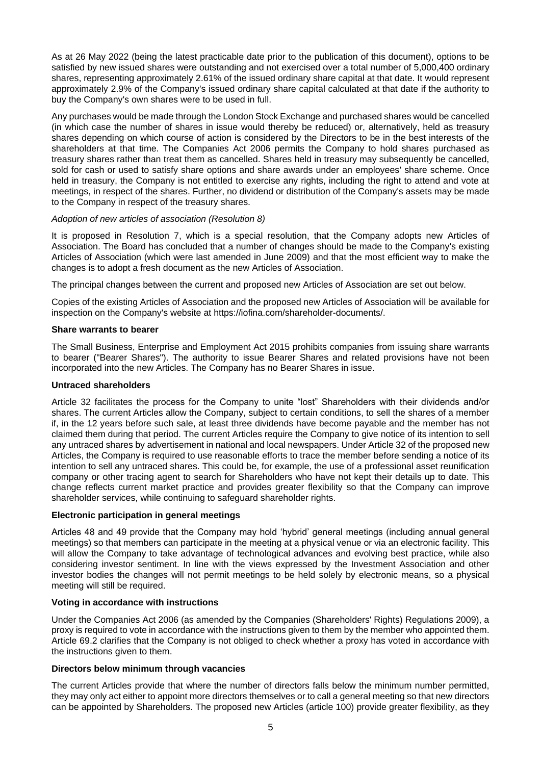As at 26 May 2022 (being the latest practicable date prior to the publication of this document), options to be satisfied by new issued shares were outstanding and not exercised over a total number of 5,000,400 ordinary shares, representing approximately 2.61% of the issued ordinary share capital at that date. It would represent approximately 2.9% of the Company's issued ordinary share capital calculated at that date if the authority to buy the Company's own shares were to be used in full.

Any purchases would be made through the London Stock Exchange and purchased shares would be cancelled (in which case the number of shares in issue would thereby be reduced) or, alternatively, held as treasury shares depending on which course of action is considered by the Directors to be in the best interests of the shareholders at that time. The Companies Act 2006 permits the Company to hold shares purchased as treasury shares rather than treat them as cancelled. Shares held in treasury may subsequently be cancelled, sold for cash or used to satisfy share options and share awards under an employees' share scheme. Once held in treasury, the Company is not entitled to exercise any rights, including the right to attend and vote at meetings, in respect of the shares. Further, no dividend or distribution of the Company's assets may be made to the Company in respect of the treasury shares.

*Adoption of new articles of association (Resolution 8)*

It is proposed in Resolution 7, which is a special resolution, that the Company adopts new Articles of Association. The Board has concluded that a number of changes should be made to the Company's existing Articles of Association (which were last amended in June 2009) and that the most efficient way to make the changes is to adopt a fresh document as the new Articles of Association.

The principal changes between the current and proposed new Articles of Association are set out below.

Copies of the existing Articles of Association and the proposed new Articles of Association will be available for inspection on the Company's website at https://iofina.com/shareholder-documents/.

**Share warrants to bearer**

The Small Business, Enterprise and Employment Act 2015 prohibits companies from issuing share warrants to bearer ("Bearer Shares"). The authority to issue Bearer Shares and related provisions have not been incorporated into the new Articles. The Company has no Bearer Shares in issue.

**Untraced shareholders**

Article 32 facilitates the process for the Company to unite "lost" Shareholders with their dividends and/or shares. The current Articles allow the Company, subject to certain conditions, to sell the shares of a member if, in the 12 years before such sale, at least three dividends have become payable and the member has not claimed them during that period. The current Articles require the Company to give notice of its intention to sell any untraced shares by advertisement in national and local newspapers. Under Article 32 of the proposed new Articles, the Company is required to use reasonable efforts to trace the member before sending a notice of its intention to sell any untraced shares. This could be, for example, the use of a professional asset reunification company or other tracing agent to search for Shareholders who have not kept their details up to date. This change reflects current market practice and provides greater flexibility so that the Company can improve shareholder services, while continuing to safeguard shareholder rights.

**Electronic participation in general meetings**

Articles 48 and 49 provide that the Company may hold 'hybrid' general meetings (including annual general meetings) so that members can participate in the meeting at a physical venue or via an electronic facility. This will allow the Company to take advantage of technological advances and evolving best practice, while also considering investor sentiment. In line with the views expressed by the Investment Association and other investor bodies the changes will not permit meetings to be held solely by electronic means, so a physical meeting will still be required.

**Voting in accordance with instructions**

Under the Companies Act 2006 (as amended by the Companies (Shareholders' Rights) Regulations 2009), a proxy is required to vote in accordance with the instructions given to them by the member who appointed them. Article 69.2 clarifies that the Company is not obliged to check whether a proxy has voted in accordance with the instructions given to them.

**Directors below minimum through vacancies**

The current Articles provide that where the number of directors falls below the minimum number permitted, they may only act either to appoint more directors themselves or to call a general meeting so that new directors can be appointed by Shareholders. The proposed new Articles (article 100) provide greater flexibility, as they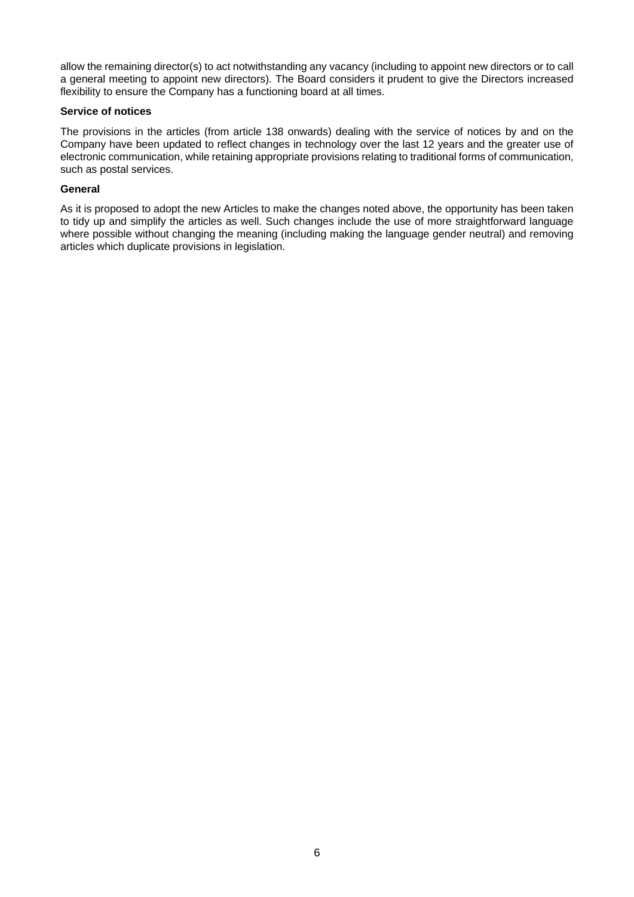allow the remaining director(s) to act notwithstanding any vacancy (including to appoint new directors or to call a general meeting to appoint new directors). The Board considers it prudent to give the Directors increased flexibility to ensure the Company has a functioning board at all times.

**Service of notices**

The provisions in the articles (from article 138 onwards) dealing with the service of notices by and on the Company have been updated to reflect changes in technology over the last 12 years and the greater use of electronic communication, while retaining appropriate provisions relating to traditional forms of communication, such as postal services.

**General**

As it is proposed to adopt the new Articles to make the changes noted above, the opportunity has been taken to tidy up and simplify the articles as well. Such changes include the use of more straightforward language where possible without changing the meaning (including making the language gender neutral) and removing articles which duplicate provisions in legislation.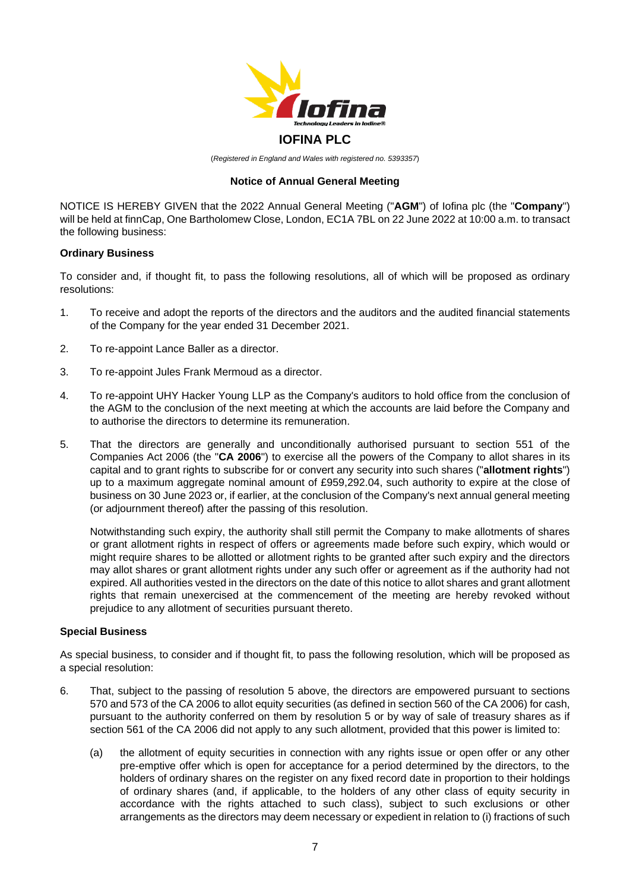# IOFINA PLC

(*Registered in England and Wales with registered no. 5393357*)

## Notice of Annual General Meeting

NOTICE IS HEREBY GIVEN that the 2022 Annual General Meeting ("**AGM**") of Iofina plc (the "**Company**") will be held at finnCap, One Bartholomew Close, London, EC1A 7BL on 22 June 2022 at 10:00 a.m. to transact the following business:

### Ordinary Business

To consider and, if thought fit, to pass the following resolutions, all of which will be proposed as ordinary resolutions:

1. To receive and adopt the reports of the directors and the auditors and the audited financial statements of the Company for the year ended 31 December 2021.

2. To re-appoint Lance Baller as a director.

3. To re-appoint Jules Frank Mermoud as a director.

4. To re-appoint UHY Hacker Young LLP as the Company's auditors to hold office from the conclusion of the AGM to the conclusion of the next meeting at which the accounts are laid before the Company and to authorise the directors to determine its remuneration.

5. That the directors are generally and unconditionally authorised pursuant to section 551 of the Companies Act 2006 (the "**CA 2006**") to exercise all the powers of the Company to allot shares in its capital and to grant rights to subscribe for or convert any security into such shares ("**allotment rights**") up to a maximum aggregate nominal amount of £959,292.04, such authority to expire at the close of business on 30 June 2023 or, if earlier, at the conclusion of the Company's next annual general meeting (or adjournment thereof) after the passing of this resolution.

   Notwithstanding such expiry, the authority shall still permit the Company to make allotments of shares or grant allotment rights in respect of offers or agreements made before such expiry, which would or might require shares to be allotted or allotment rights to be granted after such expiry and the directors may allot shares or grant allotment rights under any such offer or agreement as if the authority had not expired. All authorities vested in the directors on the date of this notice to allot shares and grant allotment rights that remain unexercised at the commencement of the meeting are hereby revoked without prejudice to any allotment of securities pursuant thereto.

### Special Business

As special business, to consider and if thought fit, to pass the following resolution, which will be proposed as a special resolution:

6. That, subject to the passing of resolution 5 above, the directors are empowered pursuant to sections 570 and 573 of the CA 2006 to allot equity securities (as defined in section 560 of the CA 2006) for cash, pursuant to the authority conferred on them by resolution 5 or by way of sale of treasury shares as if section 561 of the CA 2006 did not apply to any such allotment, provided that this power is limited to:

   (a) the allotment of equity securities in connection with any rights issue or open offer or any other pre-emptive offer which is open for acceptance for a period determined by the directors, to the holders of ordinary shares on the register on any fixed record date in proportion to their holdings of ordinary shares (and, if applicable, to the holders of any other class of equity security in accordance with the rights attached to such class), subject to such exclusions or other arrangements as the directors may deem necessary or expedient in relation to (i) fractions of such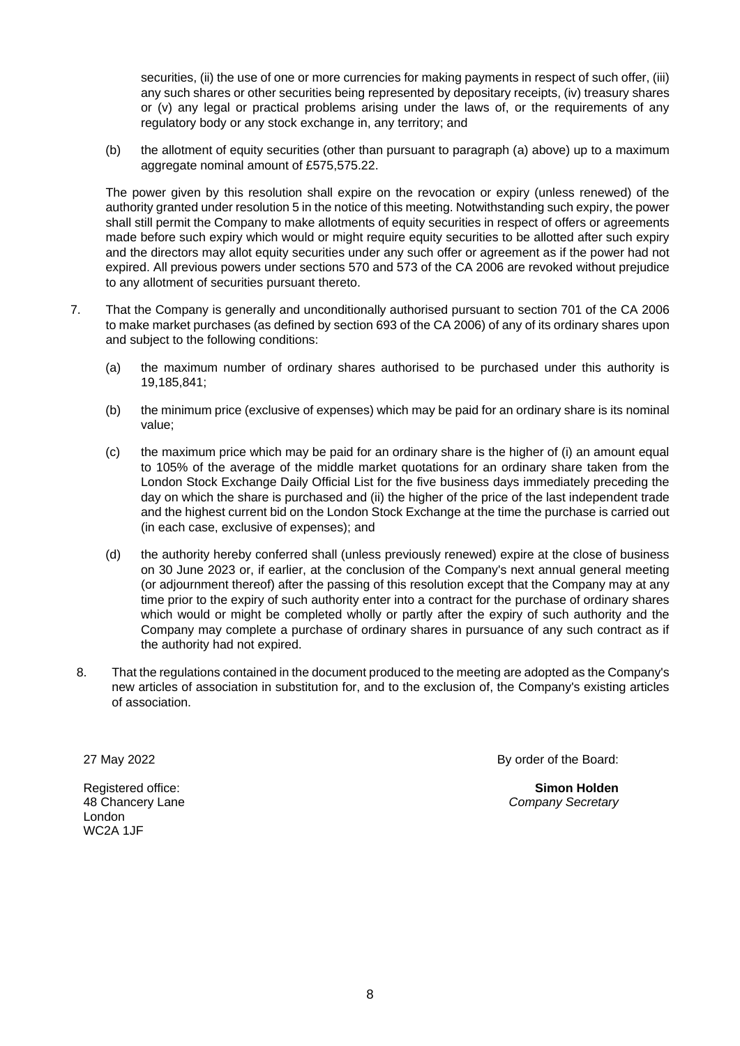securities, (ii) the use of one or more currencies for making payments in respect of such offer, (iii) any such shares or other securities being represented by depositary receipts, (iv) treasury shares or (v) any legal or practical problems arising under the laws of, or the requirements of any regulatory body or any stock exchange in, any territory; and

(b) the allotment of equity securities (other than pursuant to paragraph (a) above) up to a maximum aggregate nominal amount of £575,575.22.

The power given by this resolution shall expire on the revocation or expiry (unless renewed) of the authority granted under resolution 5 in the notice of this meeting. Notwithstanding such expiry, the power shall still permit the Company to make allotments of equity securities in respect of offers or agreements made before such expiry which would or might require equity securities to be allotted after such expiry and the directors may allot equity securities under any such offer or agreement as if the power had not expired. All previous powers under sections 570 and 573 of the CA 2006 are revoked without prejudice to any allotment of securities pursuant thereto.

7. That the Company is generally and unconditionally authorised pursuant to section 701 of the CA 2006 to make market purchases (as defined by section 693 of the CA 2006) of any of its ordinary shares upon and subject to the following conditions:

   (a) the maximum number of ordinary shares authorised to be purchased under this authority is 19,185,841;

   (b) the minimum price (exclusive of expenses) which may be paid for an ordinary share is its nominal value;

   (c) the maximum price which may be paid for an ordinary share is the higher of (i) an amount equal to 105% of the average of the middle market quotations for an ordinary share taken from the London Stock Exchange Daily Official List for the five business days immediately preceding the day on which the share is purchased and (ii) the higher of the price of the last independent trade and the highest current bid on the London Stock Exchange at the time the purchase is carried out (in each case, exclusive of expenses); and

   (d) the authority hereby conferred shall (unless previously renewed) expire at the close of business on 30 June 2023 or, if earlier, at the conclusion of the Company's next annual general meeting (or adjournment thereof) after the passing of this resolution except that the Company may at any time prior to the expiry of such authority enter into a contract for the purchase of ordinary shares which would or might be completed wholly or partly after the expiry of such authority and the Company may complete a purchase of ordinary shares in pursuance of any such contract as if the authority had not expired.

8. That the regulations contained in the document produced to the meeting are adopted as the Company's new articles of association in substitution for, and to the exclusion of, the Company's existing articles of association.

27 May 2022

By order of the Board:

Registered office:
48 Chancery Lane
London
WC2A 1JF

**Simon Holden**
*Company Secretary*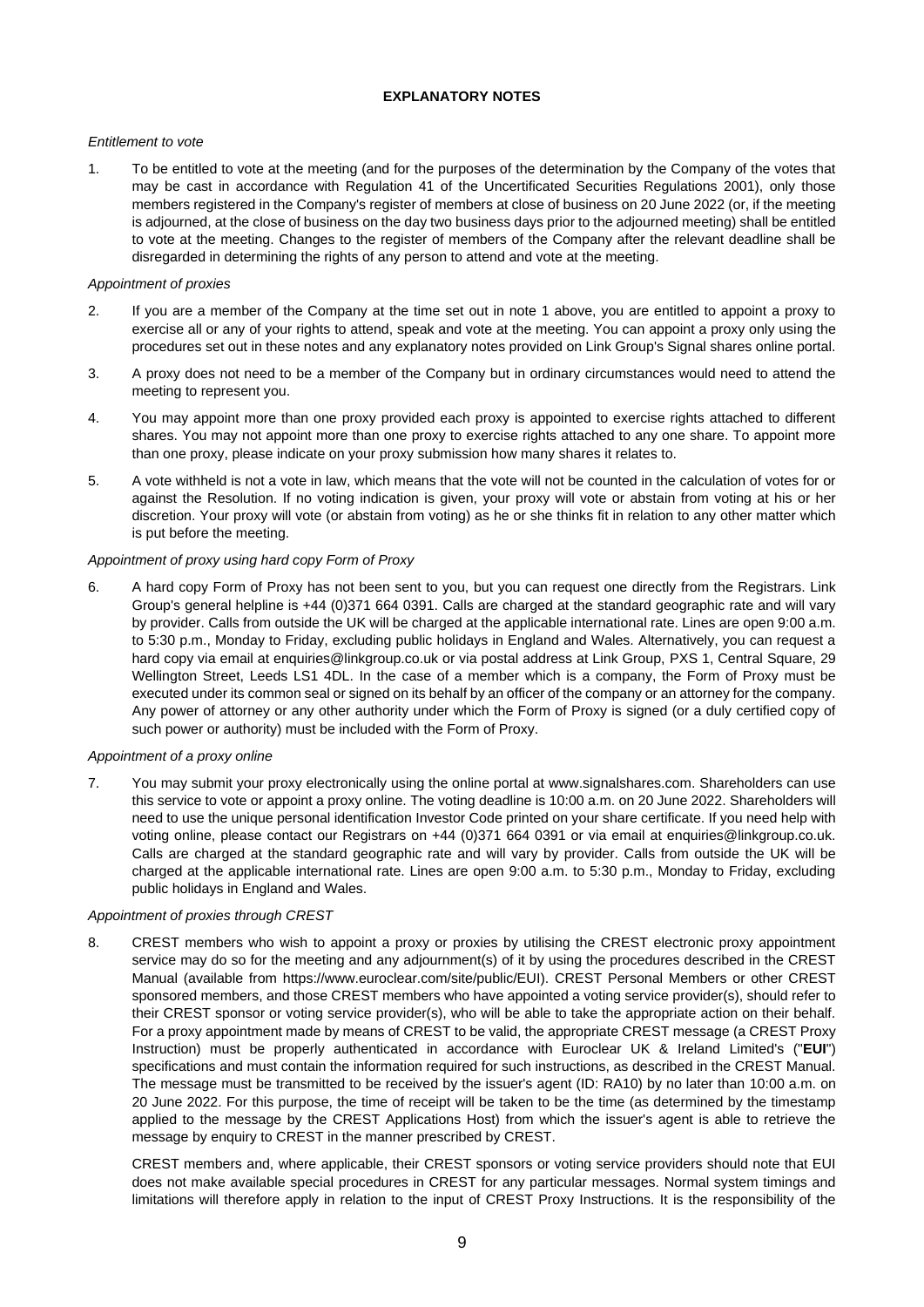## EXPLANATORY NOTES

*Entitlement to vote*

1. To be entitled to vote at the meeting (and for the purposes of the determination by the Company of the votes that may be cast in accordance with Regulation 41 of the Uncertificated Securities Regulations 2001), only those members registered in the Company's register of members at close of business on 20 June 2022 (or, if the meeting is adjourned, at the close of business on the day two business days prior to the adjourned meeting) shall be entitled to vote at the meeting. Changes to the register of members of the Company after the relevant deadline shall be disregarded in determining the rights of any person to attend and vote at the meeting.

*Appointment of proxies*

2. If you are a member of the Company at the time set out in note 1 above, you are entitled to appoint a proxy to exercise all or any of your rights to attend, speak and vote at the meeting. You can appoint a proxy only using the procedures set out in these notes and any explanatory notes provided on Link Group's Signal shares online portal.

3. A proxy does not need to be a member of the Company but in ordinary circumstances would need to attend the meeting to represent you.

4. You may appoint more than one proxy provided each proxy is appointed to exercise rights attached to different shares. You may not appoint more than one proxy to exercise rights attached to any one share. To appoint more than one proxy, please indicate on your proxy submission how many shares it relates to.

5. A vote withheld is not a vote in law, which means that the vote will not be counted in the calculation of votes for or against the Resolution. If no voting indication is given, your proxy will vote or abstain from voting at his or her discretion. Your proxy will vote (or abstain from voting) as he or she thinks fit in relation to any other matter which is put before the meeting.

*Appointment of proxy using hard copy Form of Proxy*

6. A hard copy Form of Proxy has not been sent to you, but you can request one directly from the Registrars. Link Group's general helpline is +44 (0)371 664 0391. Calls are charged at the standard geographic rate and will vary by provider. Calls from outside the UK will be charged at the applicable international rate. Lines are open 9:00 a.m. to 5:30 p.m., Monday to Friday, excluding public holidays in England and Wales. Alternatively, you can request a hard copy via email at enquiries@linkgroup.co.uk or via postal address at Link Group, PXS 1, Central Square, 29 Wellington Street, Leeds LS1 4DL. In the case of a member which is a company, the Form of Proxy must be executed under its common seal or signed on its behalf by an officer of the company or an attorney for the company. Any power of attorney or any other authority under which the Form of Proxy is signed (or a duly certified copy of such power or authority) must be included with the Form of Proxy.

*Appointment of a proxy online*

7. You may submit your proxy electronically using the online portal at www.signalshares.com. Shareholders can use this service to vote or appoint a proxy online. The voting deadline is 10:00 a.m. on 20 June 2022. Shareholders will need to use the unique personal identification Investor Code printed on your share certificate. If you need help with voting online, please contact our Registrars on +44 (0)371 664 0391 or via email at enquiries@linkgroup.co.uk. Calls are charged at the standard geographic rate and will vary by provider. Calls from outside the UK will be charged at the applicable international rate. Lines are open 9:00 a.m. to 5:30 p.m., Monday to Friday, excluding public holidays in England and Wales.

*Appointment of proxies through CREST*

8. CREST members who wish to appoint a proxy or proxies by utilising the CREST electronic proxy appointment service may do so for the meeting and any adjournment(s) of it by using the procedures described in the CREST Manual (available from https://www.euroclear.com/site/public/EUI). CREST Personal Members or other CREST sponsored members, and those CREST members who have appointed a voting service provider(s), should refer to their CREST sponsor or voting service provider(s), who will be able to take the appropriate action on their behalf. For a proxy appointment made by means of CREST to be valid, the appropriate CREST message (a CREST Proxy Instruction) must be properly authenticated in accordance with Euroclear UK & Ireland Limited's ("**EUI**") specifications and must contain the information required for such instructions, as described in the CREST Manual. The message must be transmitted to be received by the issuer's agent (ID: RA10) by no later than 10:00 a.m. on 20 June 2022. For this purpose, the time of receipt will be taken to be the time (as determined by the timestamp applied to the message by the CREST Applications Host) from which the issuer's agent is able to retrieve the message by enquiry to CREST in the manner prescribed by CREST.

   CREST members and, where applicable, their CREST sponsors or voting service providers should note that EUI does not make available special procedures in CREST for any particular messages. Normal system timings and limitations will therefore apply in relation to the input of CREST Proxy Instructions. It is the responsibility of the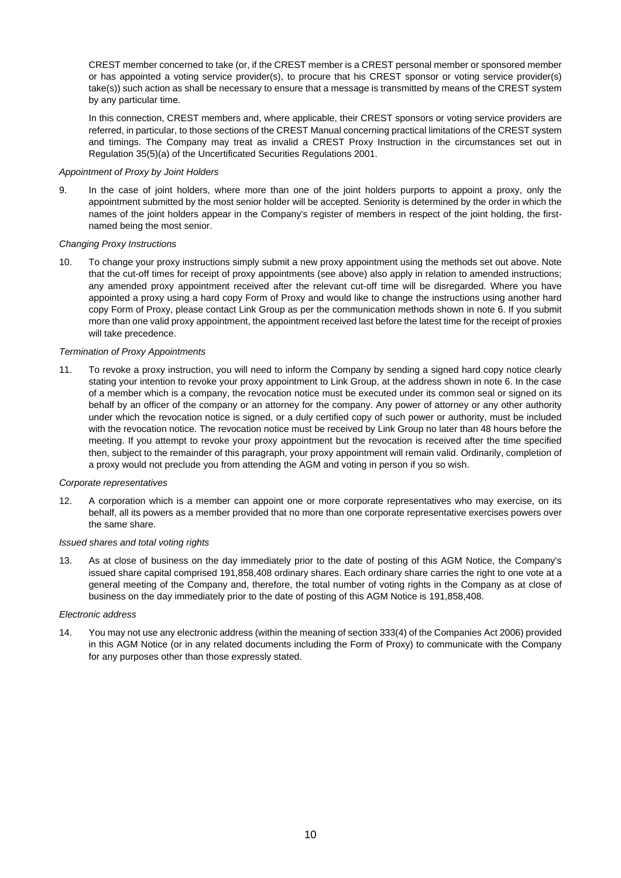CREST member concerned to take (or, if the CREST member is a CREST personal member or sponsored member or has appointed a voting service provider(s), to procure that his CREST sponsor or voting service provider(s) take(s)) such action as shall be necessary to ensure that a message is transmitted by means of the CREST system by any particular time.

In this connection, CREST members and, where applicable, their CREST sponsors or voting service providers are referred, in particular, to those sections of the CREST Manual concerning practical limitations of the CREST system and timings. The Company may treat as invalid a CREST Proxy Instruction in the circumstances set out in Regulation 35(5)(a) of the Uncertificated Securities Regulations 2001.

*Appointment of Proxy by Joint Holders*

9. In the case of joint holders, where more than one of the joint holders purports to appoint a proxy, only the appointment submitted by the most senior holder will be accepted. Seniority is determined by the order in which the names of the joint holders appear in the Company's register of members in respect of the joint holding, the first-named being the most senior.

*Changing Proxy Instructions*

10. To change your proxy instructions simply submit a new proxy appointment using the methods set out above. Note that the cut-off times for receipt of proxy appointments (see above) also apply in relation to amended instructions; any amended proxy appointment received after the relevant cut-off time will be disregarded. Where you have appointed a proxy using a hard copy Form of Proxy and would like to change the instructions using another hard copy Form of Proxy, please contact Link Group as per the communication methods shown in note 6. If you submit more than one valid proxy appointment, the appointment received last before the latest time for the receipt of proxies will take precedence.

*Termination of Proxy Appointments*

11. To revoke a proxy instruction, you will need to inform the Company by sending a signed hard copy notice clearly stating your intention to revoke your proxy appointment to Link Group, at the address shown in note 6. In the case of a member which is a company, the revocation notice must be executed under its common seal or signed on its behalf by an officer of the company or an attorney for the company. Any power of attorney or any other authority under which the revocation notice is signed, or a duly certified copy of such power or authority, must be included with the revocation notice. The revocation notice must be received by Link Group no later than 48 hours before the meeting. If you attempt to revoke your proxy appointment but the revocation is received after the time specified then, subject to the remainder of this paragraph, your proxy appointment will remain valid. Ordinarily, completion of a proxy would not preclude you from attending the AGM and voting in person if you so wish.

*Corporate representatives*

12. A corporation which is a member can appoint one or more corporate representatives who may exercise, on its behalf, all its powers as a member provided that no more than one corporate representative exercises powers over the same share.

*Issued shares and total voting rights*

13. As at close of business on the day immediately prior to the date of posting of this AGM Notice, the Company's issued share capital comprised 191,858,408 ordinary shares. Each ordinary share carries the right to one vote at a general meeting of the Company and, therefore, the total number of voting rights in the Company as at close of business on the day immediately prior to the date of posting of this AGM Notice is 191,858,408.

*Electronic address*

14. You may not use any electronic address (within the meaning of section 333(4) of the Companies Act 2006) provided in this AGM Notice (or in any related documents including the Form of Proxy) to communicate with the Company for any purposes other than those expressly stated.